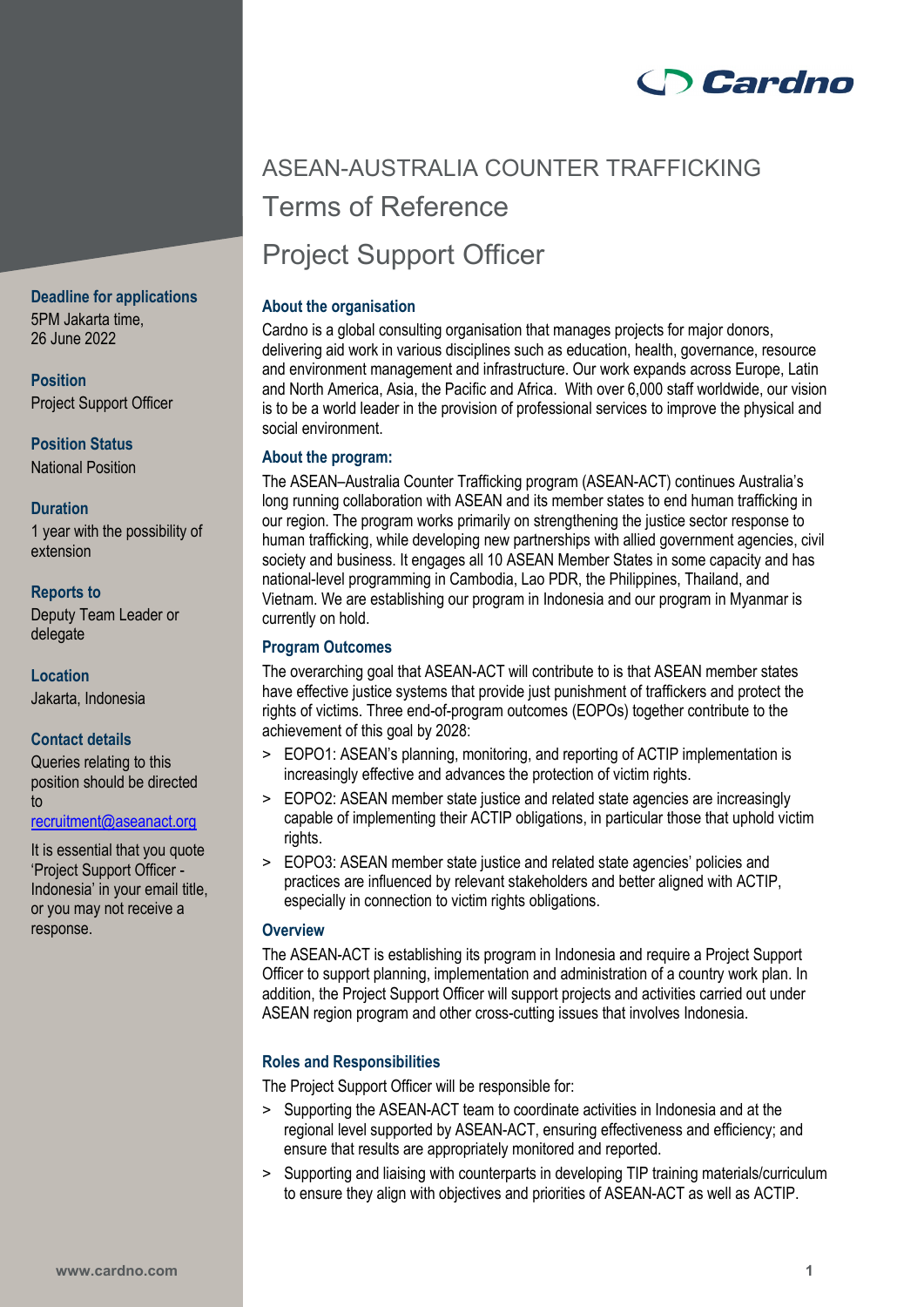# ASEAN-AUSTRALIA COUNTER TRAFFICKING

## Terms of Reference

## Project Support Officer

**Deadline for applications**
5PM Jakarta time,
26 June 2022

**Position**
Project Support Officer

**Position Status**
National Position

**Duration**
1 year with the possibility of extension

**Reports to**
Deputy Team Leader or delegate

**Location**
Jakarta, Indonesia

**Contact details**
Queries relating to this position should be directed to recruitment@aseanact.org

It is essential that you quote 'Project Support Officer - Indonesia' in your email title, or you may not receive a response.

### About the organisation

Cardno is a global consulting organisation that manages projects for major donors, delivering aid work in various disciplines such as education, health, governance, resource and environment management and infrastructure. Our work expands across Europe, Latin and North America, Asia, the Pacific and Africa. With over 6,000 staff worldwide, our vision is to be a world leader in the provision of professional services to improve the physical and social environment.

### About the program:

The ASEAN–Australia Counter Trafficking program (ASEAN-ACT) continues Australia's long running collaboration with ASEAN and its member states to end human trafficking in our region. The program works primarily on strengthening the justice sector response to human trafficking, while developing new partnerships with allied government agencies, civil society and business. It engages all 10 ASEAN Member States in some capacity and has national-level programming in Cambodia, Lao PDR, the Philippines, Thailand, and Vietnam. We are establishing our program in Indonesia and our program in Myanmar is currently on hold.

### Program Outcomes

The overarching goal that ASEAN-ACT will contribute to is that ASEAN member states have effective justice systems that provide just punishment of traffickers and protect the rights of victims. Three end-of-program outcomes (EOPOs) together contribute to the achievement of this goal by 2028:

> EOPO1: ASEAN's planning, monitoring, and reporting of ACTIP implementation is increasingly effective and advances the protection of victim rights.

> EOPO2: ASEAN member state justice and related state agencies are increasingly capable of implementing their ACTIP obligations, in particular those that uphold victim rights.

> EOPO3: ASEAN member state justice and related state agencies' policies and practices are influenced by relevant stakeholders and better aligned with ACTIP, especially in connection to victim rights obligations.

### Overview

The ASEAN-ACT is establishing its program in Indonesia and require a Project Support Officer to support planning, implementation and administration of a country work plan. In addition, the Project Support Officer will support projects and activities carried out under ASEAN region program and other cross-cutting issues that involves Indonesia.

### Roles and Responsibilities

The Project Support Officer will be responsible for:

> Supporting the ASEAN-ACT team to coordinate activities in Indonesia and at the regional level supported by ASEAN-ACT, ensuring effectiveness and efficiency; and ensure that results are appropriately monitored and reported.

> Supporting and liaising with counterparts in developing TIP training materials/curriculum to ensure they align with objectives and priorities of ASEAN-ACT as well as ACTIP.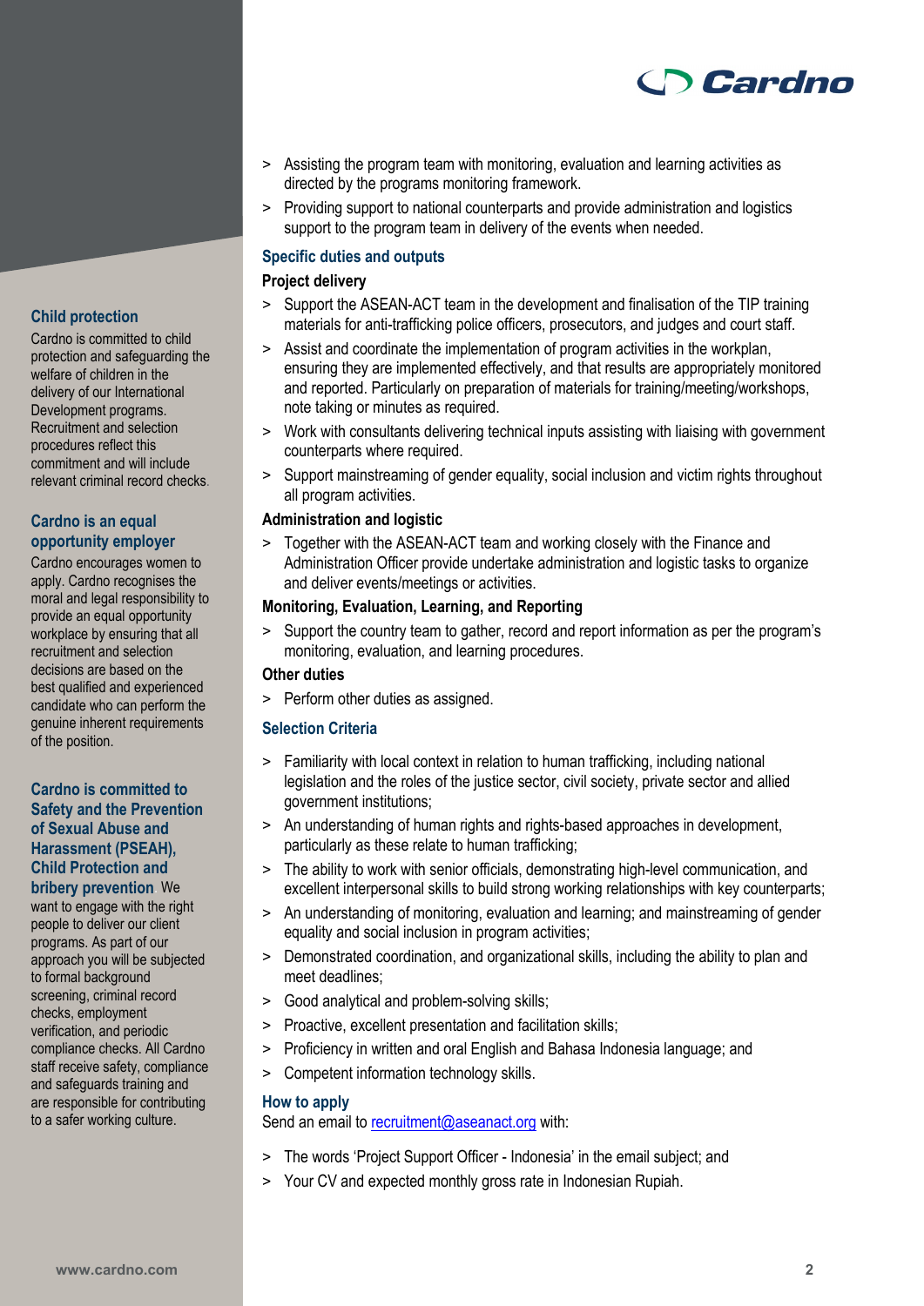- Assisting the program team with monitoring, evaluation and learning activities as directed by the programs monitoring framework.
- Providing support to national counterparts and provide administration and logistics support to the program team in delivery of the events when needed.

## Specific duties and outputs

### Project delivery

- Support the ASEAN-ACT team in the development and finalisation of the TIP training materials for anti-trafficking police officers, prosecutors, and judges and court staff.
- Assist and coordinate the implementation of program activities in the workplan, ensuring they are implemented effectively, and that results are appropriately monitored and reported. Particularly on preparation of materials for training/meeting/workshops, note taking or minutes as required.
- Work with consultants delivering technical inputs assisting with liaising with government counterparts where required.
- Support mainstreaming of gender equality, social inclusion and victim rights throughout all program activities.

### Administration and logistic

- Together with the ASEAN-ACT team and working closely with the Finance and Administration Officer provide undertake administration and logistic tasks to organize and deliver events/meetings or activities.

### Monitoring, Evaluation, Learning, and Reporting

- Support the country team to gather, record and report information as per the program's monitoring, evaluation, and learning procedures.

### Other duties

- Perform other duties as assigned.

## Selection Criteria

- Familiarity with local context in relation to human trafficking, including national legislation and the roles of the justice sector, civil society, private sector and allied government institutions;
- An understanding of human rights and rights-based approaches in development, particularly as these relate to human trafficking;
- The ability to work with senior officials, demonstrating high-level communication, and excellent interpersonal skills to build strong working relationships with key counterparts;
- An understanding of monitoring, evaluation and learning; and mainstreaming of gender equality and social inclusion in program activities;
- Demonstrated coordination, and organizational skills, including the ability to plan and meet deadlines;
- Good analytical and problem-solving skills;
- Proactive, excellent presentation and facilitation skills;
- Proficiency in written and oral English and Bahasa Indonesia language; and
- Competent information technology skills.

## How to apply

Send an email to recruitment@aseanact.org with:

- The words 'Project Support Officer - Indonesia' in the email subject; and
- Your CV and expected monthly gross rate in Indonesian Rupiah.

## Child protection

Cardno is committed to child protection and safeguarding the welfare of children in the delivery of our International Development programs. Recruitment and selection procedures reflect this commitment and will include relevant criminal record checks.

## Cardno is an equal opportunity employer

Cardno encourages women to apply. Cardno recognises the moral and legal responsibility to provide an equal opportunity workplace by ensuring that all recruitment and selection decisions are based on the best qualified and experienced candidate who can perform the genuine inherent requirements of the position.

## Cardno is committed to Safety and the Prevention of Sexual Abuse and Harassment (PSEAH), Child Protection and bribery prevention

We want to engage with the right people to deliver our client programs. As part of our approach you will be subjected to formal background screening, criminal record checks, employment verification, and periodic compliance checks. All Cardno staff receive safety, compliance and safeguards training and are responsible for contributing to a safer working culture.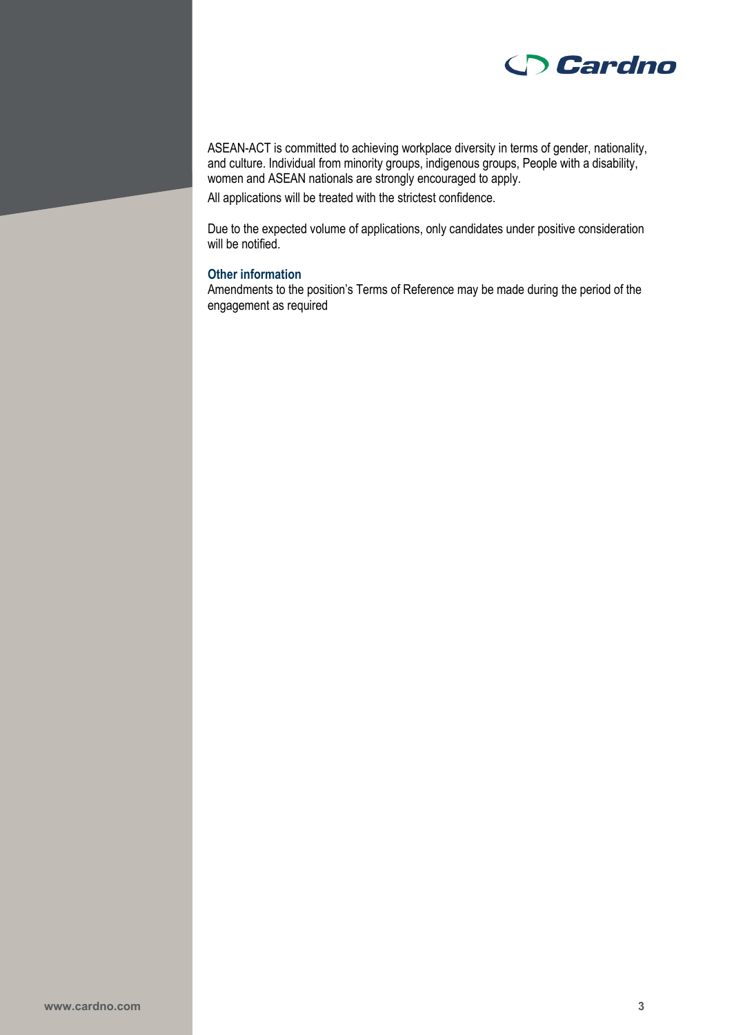ASEAN-ACT is committed to achieving workplace diversity in terms of gender, nationality, and culture. Individual from minority groups, indigenous groups, People with a disability, women and ASEAN nationals are strongly encouraged to apply.

All applications will be treated with the strictest confidence.

Due to the expected volume of applications, only candidates under positive consideration will be notified.

### Other information

Amendments to the position's Terms of Reference may be made during the period of the engagement as required